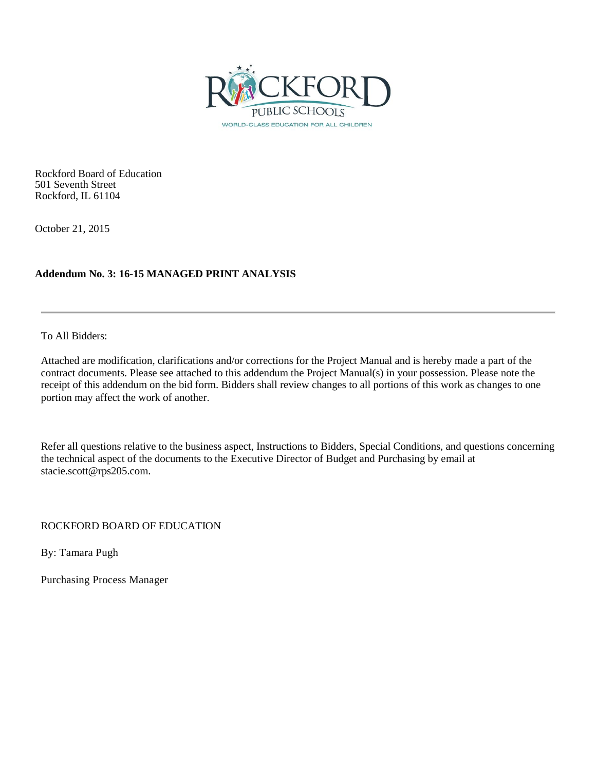Rockford Board of Education
501 Seventh Street
Rockford, IL 61104

October 21, 2015

**Addendum No. 3: 16-15 MANAGED PRINT ANALYSIS**

---

To All Bidders:

Attached are modification, clarifications and/or corrections for the Project Manual and is hereby made a part of the contract documents. Please see attached to this addendum the Project Manual(s) in your possession. Please note the receipt of this addendum on the bid form. Bidders shall review changes to all portions of this work as changes to one portion may affect the work of another.

Refer all questions relative to the business aspect, Instructions to Bidders, Special Conditions, and questions concerning the technical aspect of the documents to the Executive Director of Budget and Purchasing by email at stacie.scott@rps205.com.

ROCKFORD BOARD OF EDUCATION

By: Tamara Pugh

Purchasing Process Manager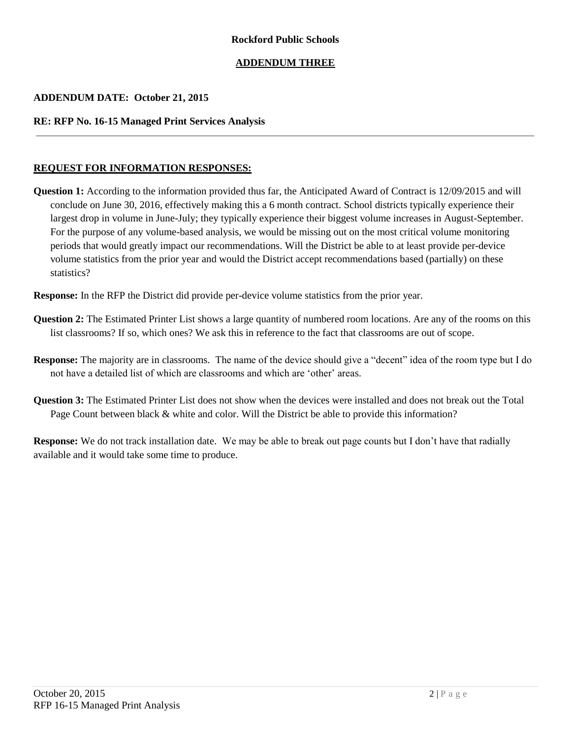**Rockford Public Schools**

**ADDENDUM THREE**

**ADDENDUM DATE: October 21, 2015**

**RE: RFP No. 16-15 Managed Print Services Analysis**

---

**REQUEST FOR INFORMATION RESPONSES:**

**Question 1:** According to the information provided thus far, the Anticipated Award of Contract is 12/09/2015 and will conclude on June 30, 2016, effectively making this a 6 month contract. School districts typically experience their largest drop in volume in June-July; they typically experience their biggest volume increases in August-September. For the purpose of any volume-based analysis, we would be missing out on the most critical volume monitoring periods that would greatly impact our recommendations. Will the District be able to at least provide per-device volume statistics from the prior year and would the District accept recommendations based (partially) on these statistics?

**Response:** In the RFP the District did provide per-device volume statistics from the prior year.

**Question 2:** The Estimated Printer List shows a large quantity of numbered room locations. Are any of the rooms on this list classrooms? If so, which ones? We ask this in reference to the fact that classrooms are out of scope.

**Response:** The majority are in classrooms. The name of the device should give a "decent" idea of the room type but I do not have a detailed list of which are classrooms and which are 'other' areas.

**Question 3:** The Estimated Printer List does not show when the devices were installed and does not break out the Total Page Count between black & white and color. Will the District be able to provide this information?

**Response:** We do not track installation date. We may be able to break out page counts but I don't have that radially available and it would take some time to produce.